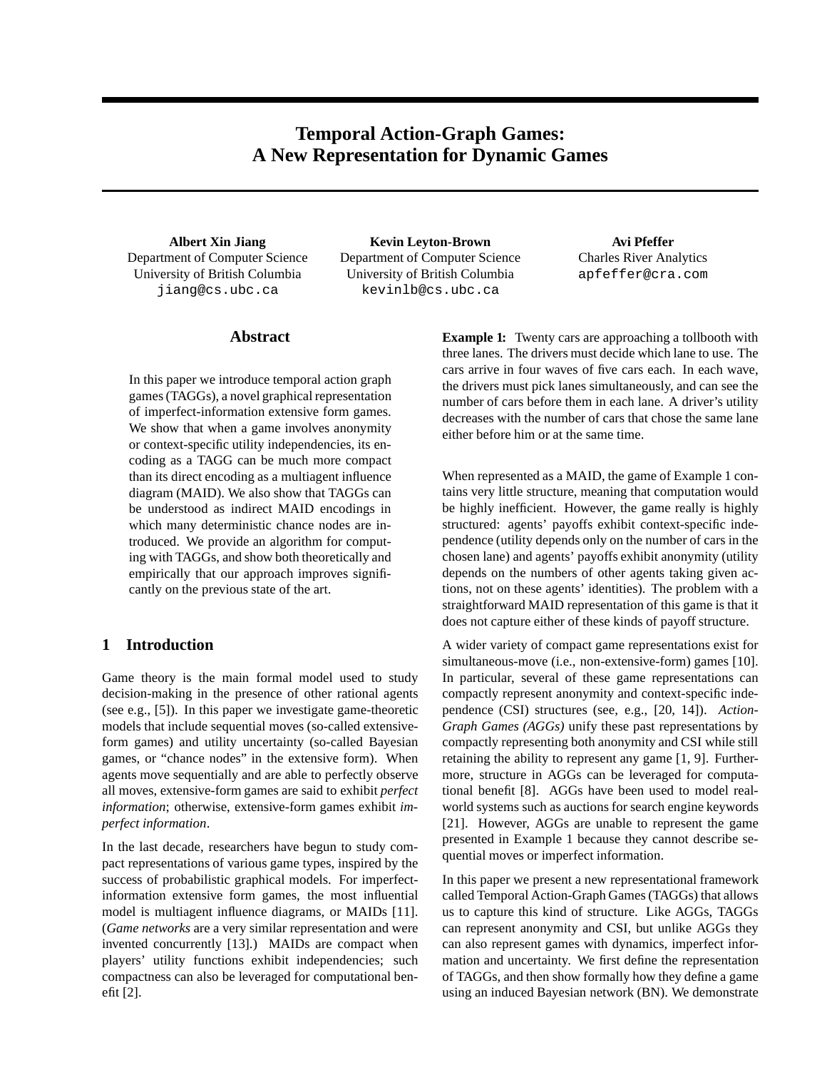# Temporal Action-Graph Games: A New Representation for Dynamic Games

**Albert Xin Jiang**
Department of Computer Science
University of British Columbia
jiang@cs.ubc.ca

**Kevin Leyton-Brown**
Department of Computer Science
University of British Columbia
kevinlb@cs.ubc.ca

**Avi Pfeffer**
Charles River Analytics
apfeffer@cra.com

## Abstract

In this paper we introduce temporal action graph games (TAGGs), a novel graphical representation of imperfect-information extensive form games. We show that when a game involves anonymity or context-specific utility independencies, its encoding as a TAGG can be much more compact than its direct encoding as a multiagent influence diagram (MAID). We also show that TAGGs can be understood as indirect MAID encodings in which many deterministic chance nodes are introduced. We provide an algorithm for computing with TAGGs, and show both theoretically and empirically that our approach improves significantly on the previous state of the art.

## 1 Introduction

Game theory is the main formal model used to study decision-making in the presence of other rational agents (see e.g., [5]). In this paper we investigate game-theoretic models that include sequential moves (so-called extensive-form games) and utility uncertainty (so-called Bayesian games, or "chance nodes" in the extensive form). When agents move sequentially and are able to perfectly observe all moves, extensive-form games are said to exhibit *perfect information*; otherwise, extensive-form games exhibit *imperfect information*.

In the last decade, researchers have begun to study compact representations of various game types, inspired by the success of probabilistic graphical models. For imperfect-information extensive form games, the most influential model is multiagent influence diagrams, or MAIDs [11]. (*Game networks* are a very similar representation and were invented concurrently [13].) MAIDs are compact when players' utility functions exhibit independencies; such compactness can also be leveraged for computational benefit [2].

**Example 1:** Twenty cars are approaching a tollbooth with three lanes. The drivers must decide which lane to use. The cars arrive in four waves of five cars each. In each wave, the drivers must pick lanes simultaneously, and can see the number of cars before them in each lane. A driver's utility decreases with the number of cars that chose the same lane either before him or at the same time.

When represented as a MAID, the game of Example 1 contains very little structure, meaning that computation would be highly inefficient. However, the game really is highly structured: agents' payoffs exhibit context-specific independence (utility depends only on the number of cars in the chosen lane) and agents' payoffs exhibit anonymity (utility depends on the numbers of other agents taking given actions, not on these agents' identities). The problem with a straightforward MAID representation of this game is that it does not capture either of these kinds of payoff structure.

A wider variety of compact game representations exist for simultaneous-move (i.e., non-extensive-form) games [10]. In particular, several of these game representations can compactly represent anonymity and context-specific independence (CSI) structures (see, e.g., [20, 14]). *Action-Graph Games (AGGs)* unify these past representations by compactly representing both anonymity and CSI while still retaining the ability to represent any game [1, 9]. Furthermore, structure in AGGs can be leveraged for computational benefit [8]. AGGs have been used to model real-world systems such as auctions for search engine keywords [21]. However, AGGs are unable to represent the game presented in Example 1 because they cannot describe sequential moves or imperfect information.

In this paper we present a new representational framework called Temporal Action-Graph Games (TAGGs) that allows us to capture this kind of structure. Like AGGs, TAGGs can represent anonymity and CSI, but unlike AGGs they can also represent games with dynamics, imperfect information and uncertainty. We first define the representation of TAGGs, and then show formally how they define a game using an induced Bayesian network (BN). We demonstrate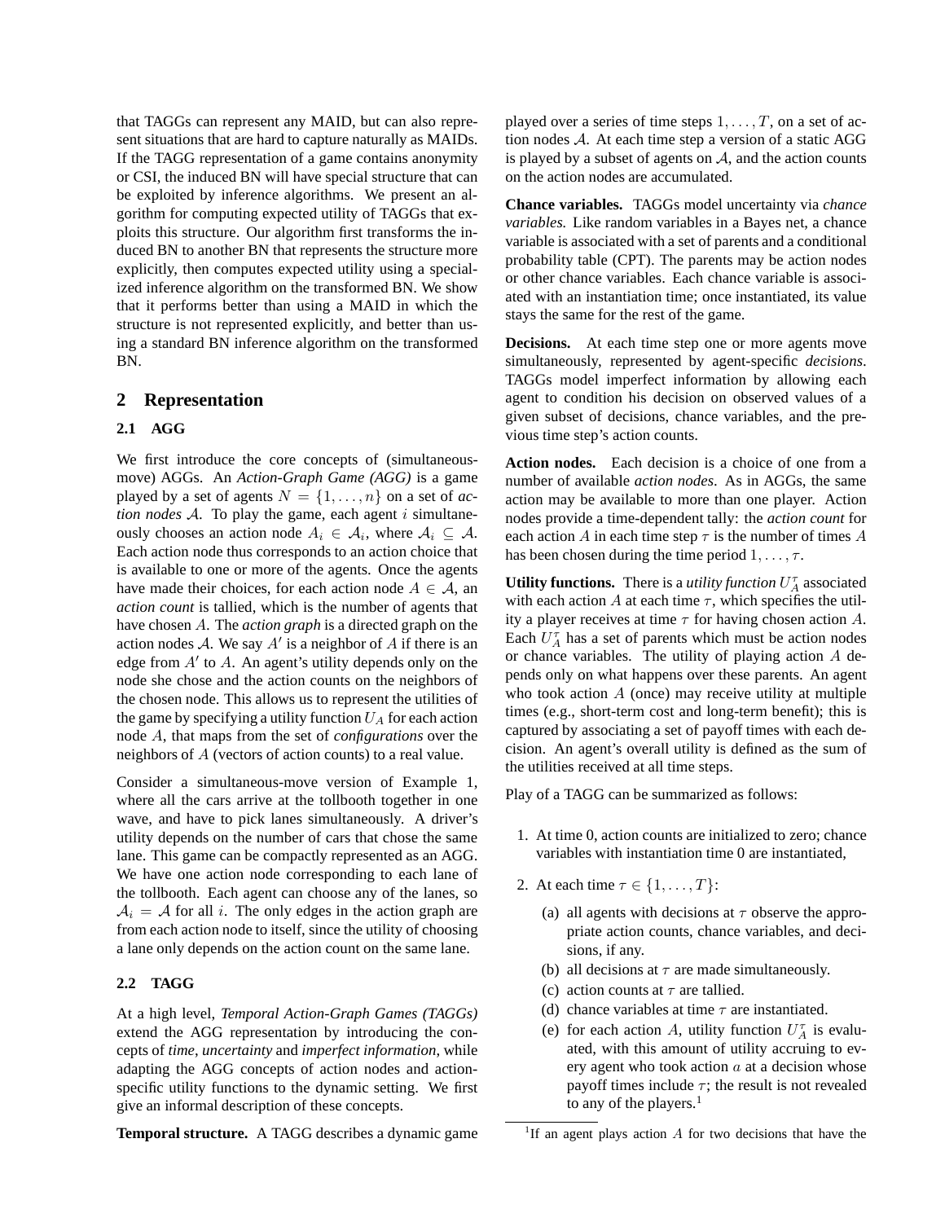that TAGGs can represent any MAID, but can also represent situations that are hard to capture naturally as MAIDs. If the TAGG representation of a game contains anonymity or CSI, the induced BN will have special structure that can be exploited by inference algorithms. We present an algorithm for computing expected utility of TAGGs that exploits this structure. Our algorithm first transforms the induced BN to another BN that represents the structure more explicitly, then computes expected utility using a specialized inference algorithm on the transformed BN. We show that it performs better than using a MAID in which the structure is not represented explicitly, and better than using a standard BN inference algorithm on the transformed BN.

## 2 Representation

### 2.1 AGG

We first introduce the core concepts of (simultaneous-move) AGGs. An *Action-Graph Game (AGG)* is a game played by a set of agents $N = \{1, \ldots, n\}$ on a set of *action nodes* $\mathcal{A}$. To play the game, each agent $i$ simultaneously chooses an action node $A_i \in \mathcal{A}_i$, where $\mathcal{A}_i \subseteq \mathcal{A}$. Each action node thus corresponds to an action choice that is available to one or more of the agents. Once the agents have made their choices, for each action node $A \in \mathcal{A}$, an *action count* is tallied, which is the number of agents that have chosen $A$. The *action graph* is a directed graph on the action nodes $\mathcal{A}$. We say $A'$ is a neighbor of $A$ if there is an edge from $A'$ to $A$. An agent's utility depends only on the node she chose and the action counts on the neighbors of the chosen node. This allows us to represent the utilities of the game by specifying a utility function $U_A$ for each action node $A$, that maps from the set of *configurations* over the neighbors of $A$ (vectors of action counts) to a real value.

Consider a simultaneous-move version of Example 1, where all the cars arrive at the tollbooth together in one wave, and have to pick lanes simultaneously. A driver's utility depends on the number of cars that chose the same lane. This game can be compactly represented as an AGG. We have one action node corresponding to each lane of the tollbooth. Each agent can choose any of the lanes, so $\mathcal{A}_i = \mathcal{A}$ for all $i$. The only edges in the action graph are from each action node to itself, since the utility of choosing a lane only depends on the action count on the same lane.

### 2.2 TAGG

At a high level, *Temporal Action-Graph Games (TAGGs)* extend the AGG representation by introducing the concepts of *time*, *uncertainty* and *imperfect information*, while adapting the AGG concepts of action nodes and action-specific utility functions to the dynamic setting. We first give an informal description of these concepts.

**Temporal structure.** A TAGG describes a dynamic game played over a series of time steps $1, \ldots, T$, on a set of action nodes $\mathcal{A}$. At each time step a version of a static AGG is played by a subset of agents on $\mathcal{A}$, and the action counts on the action nodes are accumulated.

**Chance variables.** TAGGs model uncertainty via *chance variables*. Like random variables in a Bayes net, a chance variable is associated with a set of parents and a conditional probability table (CPT). The parents may be action nodes or other chance variables. Each chance variable is associated with an instantiation time; once instantiated, its value stays the same for the rest of the game.

**Decisions.** At each time step one or more agents move simultaneously, represented by agent-specific *decisions*. TAGGs model imperfect information by allowing each agent to condition his decision on observed values of a given subset of decisions, chance variables, and the previous time step's action counts.

**Action nodes.** Each decision is a choice of one from a number of available *action nodes*. As in AGGs, the same action may be available to more than one player. Action nodes provide a time-dependent tally: the *action count* for each action $A$ in each time step $\tau$ is the number of times $A$ has been chosen during the time period $1, \ldots, \tau$.

**Utility functions.** There is a *utility function* $U_A^\tau$ associated with each action $A$ at each time $\tau$, which specifies the utility a player receives at time $\tau$ for having chosen action $A$. Each $U_A^\tau$ has a set of parents which must be action nodes or chance variables. The utility of playing action $A$ depends only on what happens over these parents. An agent who took action $A$ (once) may receive utility at multiple times (e.g., short-term cost and long-term benefit); this is captured by associating a set of payoff times with each decision. An agent's overall utility is defined as the sum of the utilities received at all time steps.

Play of a TAGG can be summarized as follows:

1. At time 0, action counts are initialized to zero; chance variables with instantiation time 0 are instantiated,
2. At each time $\tau \in \{1, \ldots, T\}$:
   (a) all agents with decisions at $\tau$ observe the appropriate action counts, chance variables, and decisions, if any.
   (b) all decisions at $\tau$ are made simultaneously.
   (c) action counts at $\tau$ are tallied.
   (d) chance variables at time $\tau$ are instantiated.
   (e) for each action $A$, utility function $U_A^\tau$ is evaluated, with this amount of utility accruing to every agent who took action $a$ at a decision whose payoff times include $\tau$; the result is not revealed to any of the players.[1]

[1]If an agent plays action $A$ for two decisions that have the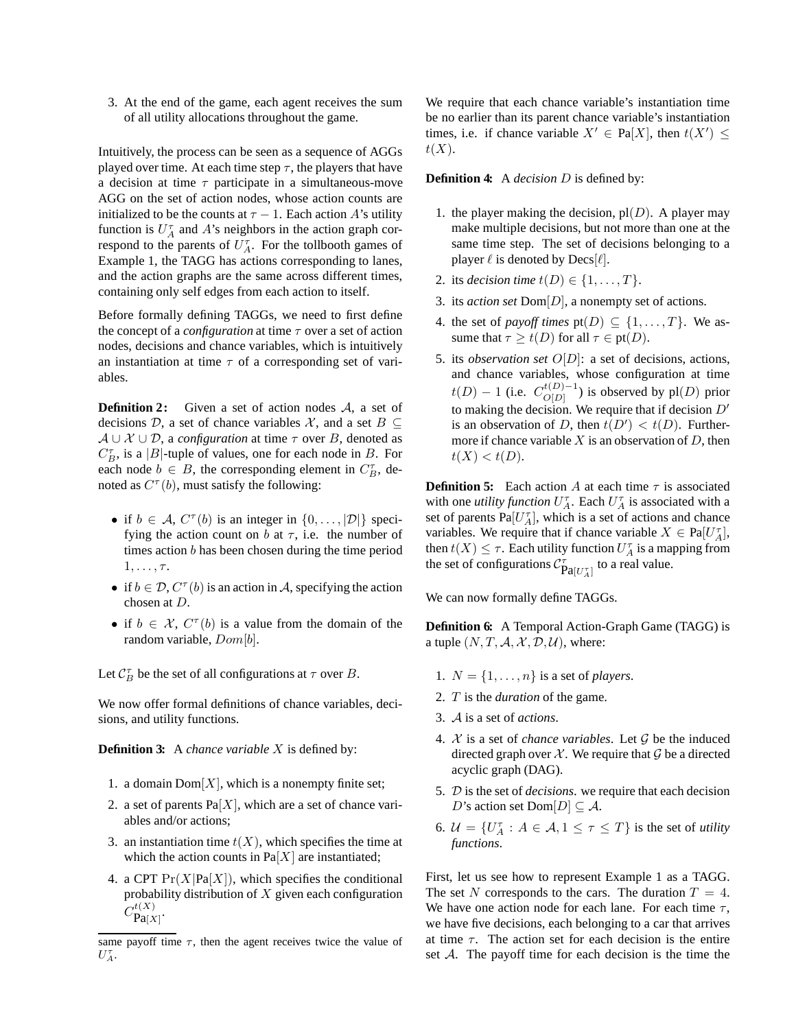3. At the end of the game, each agent receives the sum of all utility allocations throughout the game.

Intuitively, the process can be seen as a sequence of AGGs played over time. At each time step $\tau$, the players that have a decision at time $\tau$ participate in a simultaneous-move AGG on the set of action nodes, whose action counts are initialized to be the counts at $\tau - 1$. Each action $A$'s utility function is $U_A^\tau$ and $A$'s neighbors in the action graph correspond to the parents of $U_A^\tau$. For the tollbooth games of Example 1, the TAGG has actions corresponding to lanes, and the action graphs are the same across different times, containing only self edges from each action to itself.

Before formally defining TAGGs, we need to first define the concept of a *configuration* at time $\tau$ over a set of action nodes, decisions and chance variables, which is intuitively an instantiation at time $\tau$ of a corresponding set of variables.

**Definition 2:** Given a set of action nodes $\mathcal{A}$, a set of decisions $\mathcal{D}$, a set of chance variables $\mathcal{X}$, and a set $B \subseteq \mathcal{A} \cup \mathcal{X} \cup \mathcal{D}$, a *configuration* at time $\tau$ over $B$, denoted as $C_B^\tau$, is a $|B|$-tuple of values, one for each node in $B$. For each node $b \in B$, the corresponding element in $C_B^\tau$, denoted as $C^\tau(b)$, must satisfy the following:

- if $b \in \mathcal{A}$, $C^\tau(b)$ is an integer in $\{0, \ldots, |\mathcal{D}|\}$ specifying the action count on $b$ at $\tau$, i.e. the number of times action $b$ has been chosen during the time period $1, \ldots, \tau$.
- if $b \in \mathcal{D}$, $C^\tau(b)$ is an action in $\mathcal{A}$, specifying the action chosen at $D$.
- if $b \in \mathcal{X}$, $C^\tau(b)$ is a value from the domain of the random variable, $Dom[b]$.

Let $\mathcal{C}_B^\tau$ be the set of all configurations at $\tau$ over $B$.

We now offer formal definitions of chance variables, decisions, and utility functions.

**Definition 3:** A *chance variable* $X$ is defined by:

1. a domain $\text{Dom}[X]$, which is a nonempty finite set;
2. a set of parents $\text{Pa}[X]$, which are a set of chance variables and/or actions;
3. an instantiation time $t(X)$, which specifies the time at which the action counts in $\text{Pa}[X]$ are instantiated;
4. a CPT $\Pr(X|\text{Pa}[X])$, which specifies the conditional probability distribution of $X$ given each configuration $C_{\text{Pa}[X]}^{t(X)}$.

same payoff time $\tau$, then the agent receives twice the value of $U_A^\tau$.

We require that each chance variable's instantiation time be no earlier than its parent chance variable's instantiation times, i.e. if chance variable $X' \in \text{Pa}[X]$, then $t(X') \leq t(X)$.

**Definition 4:** A *decision* $D$ is defined by:

1. the player making the decision, $\text{pl}(D)$. A player may make multiple decisions, but not more than one at the same time step. The set of decisions belonging to a player $\ell$ is denoted by $\text{Decs}[\ell]$.
2. its *decision time* $t(D) \in \{1, \ldots, T\}$.
3. its *action set* $\text{Dom}[D]$, a nonempty set of actions.
4. the set of *payoff times* $\text{pt}(D) \subseteq \{1, \ldots, T\}$. We assume that $\tau \geq t(D)$ for all $\tau \in \text{pt}(D)$.
5. its *observation set* $O[D]$: a set of decisions, actions, and chance variables, whose configuration at time $t(D) - 1$ (i.e. $C_{O[D]}^{t(D)-1}$) is observed by $\text{pl}(D)$ prior to making the decision. We require that if decision $D'$ is an observation of $D$, then $t(D') < t(D)$. Furthermore if chance variable $X$ is an observation of $D$, then $t(X) < t(D)$.

**Definition 5:** Each action $A$ at each time $\tau$ is associated with one *utility function* $U_A^\tau$. Each $U_A^\tau$ is associated with a set of parents $\text{Pa}[U_A^\tau]$, which is a set of actions and chance variables. We require that if chance variable $X \in \text{Pa}[U_A^\tau]$, then $t(X) \leq \tau$. Each utility function $U_A^\tau$ is a mapping from the set of configurations $\mathcal{C}_{\text{Pa}[U_A^\tau]}^\tau$ to a real value.

We can now formally define TAGGs.

**Definition 6:** A Temporal Action-Graph Game (TAGG) is a tuple $(N, T, \mathcal{A}, \mathcal{X}, \mathcal{D}, \mathcal{U})$, where:

1. $N = \{1, \ldots, n\}$ is a set of *players*.
2. $T$ is the *duration* of the game.
3. $\mathcal{A}$ is a set of *actions*.
4. $\mathcal{X}$ is a set of *chance variables*. Let $\mathcal{G}$ be the induced directed graph over $\mathcal{X}$. We require that $\mathcal{G}$ be a directed acyclic graph (DAG).
5. $\mathcal{D}$ is the set of *decisions*. we require that each decision $D$'s action set $\text{Dom}[D] \subseteq \mathcal{A}$.
6. $\mathcal{U} = \{U_A^\tau : A \in \mathcal{A}, 1 \leq \tau \leq T\}$ is the set of *utility functions*.

First, let us see how to represent Example 1 as a TAGG. The set $N$ corresponds to the cars. The duration $T = 4$. We have one action node for each lane. For each time $\tau$, we have five decisions, each belonging to a car that arrives at time $\tau$. The action set for each decision is the entire set $\mathcal{A}$. The payoff time for each decision is the time the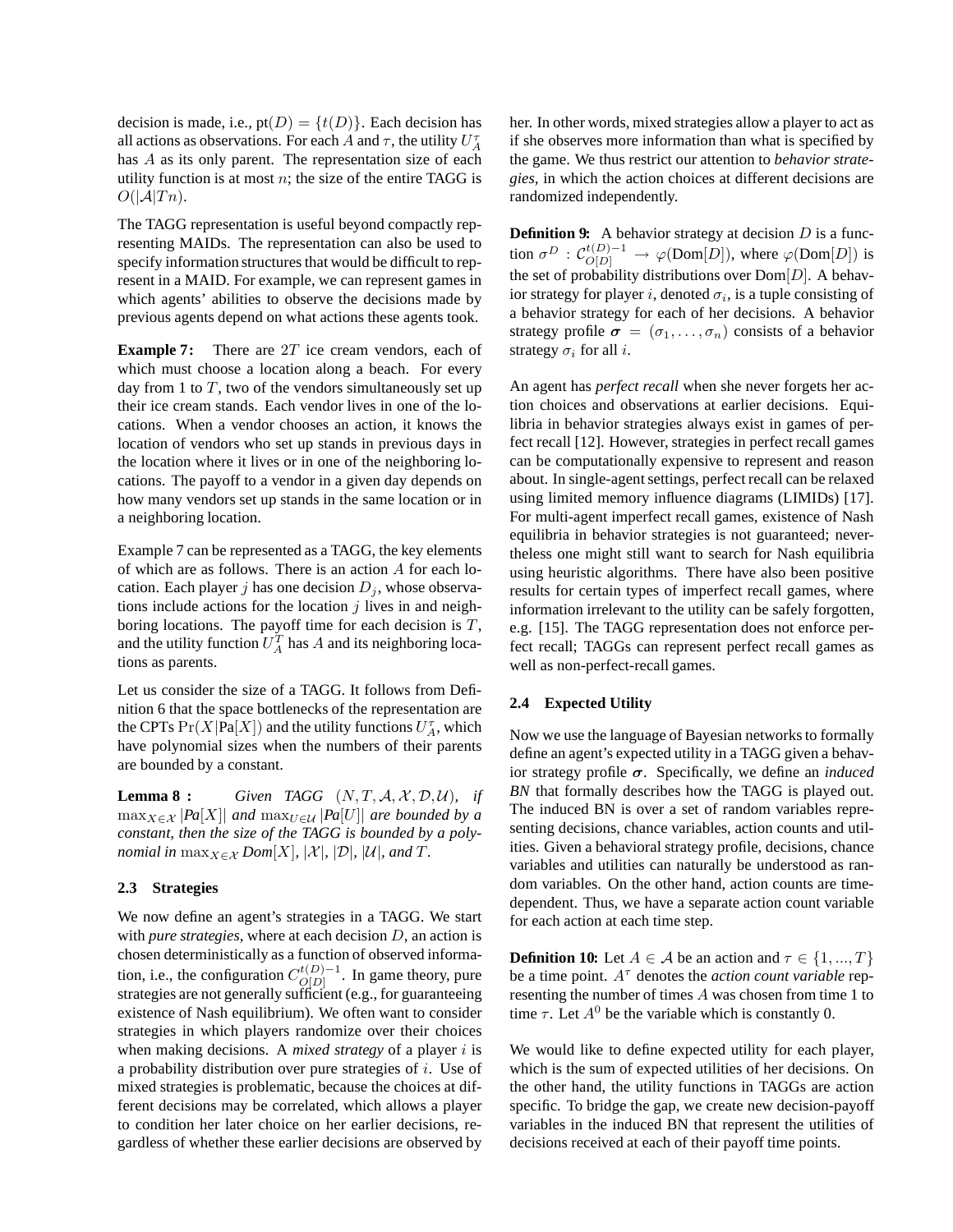decision is made, i.e., $\text{pt}(D) = \{t(D)\}$. Each decision has all actions as observations. For each $A$ and $\tau$, the utility $U^\tau_A$ has $A$ as its only parent. The representation size of each utility function is at most $n$; the size of the entire TAGG is $O(|\mathcal{A}|Tn)$.

The TAGG representation is useful beyond compactly representing MAIDs. The representation can also be used to specify information structures that would be difficult to represent in a MAID. For example, we can represent games in which agents' abilities to observe the decisions made by previous agents depend on what actions these agents took.

**Example 7:** There are $2T$ ice cream vendors, each of which must choose a location along a beach. For every day from 1 to $T$, two of the vendors simultaneously set up their ice cream stands. Each vendor lives in one of the locations. When a vendor chooses an action, it knows the location of vendors who set up stands in previous days in the location where it lives or in one of the neighboring locations. The payoff to a vendor in a given day depends on how many vendors set up stands in the same location or in a neighboring location.

Example 7 can be represented as a TAGG, the key elements of which are as follows. There is an action $A$ for each location. Each player $j$ has one decision $D_j$, whose observations include actions for the location $j$ lives in and neighboring locations. The payoff time for each decision is $T$, and the utility function $U^T_A$ has $A$ and its neighboring locations as parents.

Let us consider the size of a TAGG. It follows from Definition 6 that the space bottlenecks of the representation are the CPTs $\Pr(X|\text{Pa}[X])$ and the utility functions $U^\tau_A$, which have polynomial sizes when the numbers of their parents are bounded by a constant.

**Lemma 8 :** *Given TAGG $(N, T, \mathcal{A}, \mathcal{X}, \mathcal{D}, \mathcal{U})$, if $\max_{X \in \mathcal{X}} |Pa[X]|$ and $\max_{U \in \mathcal{U}} |Pa[U]|$ are bounded by a constant, then the size of the TAGG is bounded by a polynomial in $\max_{X \in \mathcal{X}} Dom[X]$, $|\mathcal{X}|$, $|\mathcal{D}|$, $|\mathcal{U}|$, and $T$.*

### 2.3 Strategies

We now define an agent's strategies in a TAGG. We start with *pure strategies*, where at each decision $D$, an action is chosen deterministically as a function of observed information, i.e., the configuration $C^{t(D)-1}_{O[D]}$. In game theory, pure strategies are not generally sufficient (e.g., for guaranteeing existence of Nash equilibrium). We often want to consider strategies in which players randomize over their choices when making decisions. A *mixed strategy* of a player $i$ is a probability distribution over pure strategies of $i$. Use of mixed strategies is problematic, because the choices at different decisions may be correlated, which allows a player to condition her later choice on her earlier decisions, regardless of whether these earlier decisions are observed by her. In other words, mixed strategies allow a player to act as if she observes more information than what is specified by the game. We thus restrict our attention to *behavior strategies*, in which the action choices at different decisions are randomized independently.

**Definition 9:** A behavior strategy at decision $D$ is a function $\sigma^D : \mathcal{C}^{t(D)-1}_{O[D]} \to \varphi(\text{Dom}[D])$, where $\varphi(\text{Dom}[D])$ is the set of probability distributions over $\text{Dom}[D]$. A behavior strategy for player $i$, denoted $\sigma_i$, is a tuple consisting of a behavior strategy for each of her decisions. A behavior strategy profile $\boldsymbol{\sigma} = (\sigma_1, \ldots, \sigma_n)$ consists of a behavior strategy $\sigma_i$ for all $i$.

An agent has *perfect recall* when she never forgets her action choices and observations at earlier decisions. Equilibria in behavior strategies always exist in games of perfect recall [12]. However, strategies in perfect recall games can be computationally expensive to represent and reason about. In single-agent settings, perfect recall can be relaxed using limited memory influence diagrams (LIMIDs) [17]. For multi-agent imperfect recall games, existence of Nash equilibria in behavior strategies is not guaranteed; nevertheless one might still want to search for Nash equilibria using heuristic algorithms. There have also been positive results for certain types of imperfect recall games, where information irrelevant to the utility can be safely forgotten, e.g. [15]. The TAGG representation does not enforce perfect recall; TAGGs can represent perfect recall games as well as non-perfect-recall games.

### 2.4 Expected Utility

Now we use the language of Bayesian networks to formally define an agent's expected utility in a TAGG given a behavior strategy profile $\boldsymbol{\sigma}$. Specifically, we define an *induced BN* that formally describes how the TAGG is played out. The induced BN is over a set of random variables representing decisions, chance variables, action counts and utilities. Given a behavioral strategy profile, decisions, chance variables and utilities can naturally be understood as random variables. On the other hand, action counts are time-dependent. Thus, we have a separate action count variable for each action at each time step.

**Definition 10:** Let $A \in \mathcal{A}$ be an action and $\tau \in \{1, ..., T\}$ be a time point. $A^\tau$ denotes the *action count variable* representing the number of times $A$ was chosen from time 1 to time $\tau$. Let $A^0$ be the variable which is constantly 0.

We would like to define expected utility for each player, which is the sum of expected utilities of her decisions. On the other hand, the utility functions in TAGGs are action specific. To bridge the gap, we create new decision-payoff variables in the induced BN that represent the utilities of decisions received at each of their payoff time points.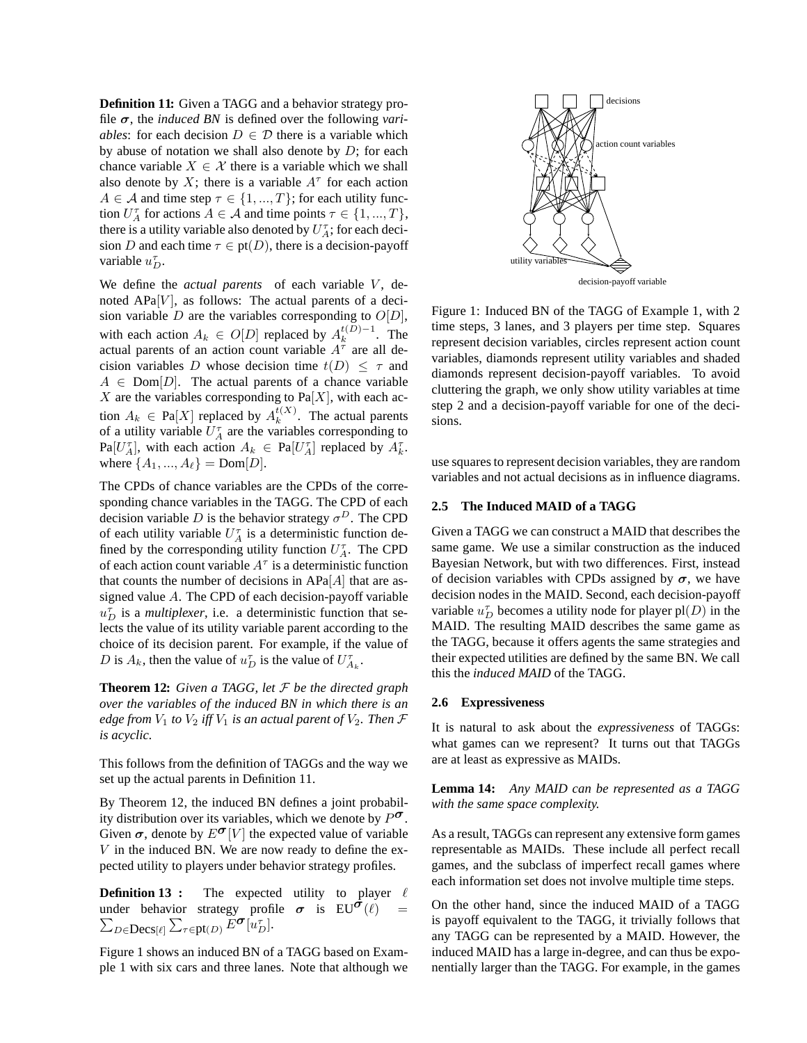**Definition 11:** Given a TAGG and a behavior strategy profile $\boldsymbol{\sigma}$, the *induced BN* is defined over the following *variables*: for each decision $D \in \mathcal{D}$ there is a variable which by abuse of notation we shall also denote by $D$; for each chance variable $X \in \mathcal{X}$ there is a variable which we shall also denote by $X$; there is a variable $A^\tau$ for each action $A \in \mathcal{A}$ and time step $\tau \in \{1, ..., T\}$; for each utility function $U_A^\tau$ for actions $A \in \mathcal{A}$ and time points $\tau \in \{1, ..., T\}$, there is a utility variable also denoted by $U_A^\tau$; for each decision $D$ and each time $\tau \in \text{pt}(D)$, there is a decision-payoff variable $u_D^\tau$.

We define the *actual parents* of each variable $V$, denoted $\text{APa}[V]$, as follows: The actual parents of a decision variable $D$ are the variables corresponding to $O[D]$, with each action $A_k \in O[D]$ replaced by $A_k^{t(D)-1}$. The actual parents of an action count variable $A^\tau$ are all decision variables $D$ whose decision time $t(D) \leq \tau$ and $A \in \text{Dom}[D]$. The actual parents of a chance variable $X$ are the variables corresponding to $\text{Pa}[X]$, with each action $A_k \in \text{Pa}[X]$ replaced by $A_k^{t(X)}$. The actual parents of a utility variable $U_A^\tau$ are the variables corresponding to $\text{Pa}[U_A^\tau]$, with each action $A_k \in \text{Pa}[U_A^\tau]$ replaced by $A_k^\tau$. where $\{A_1, ..., A_\ell\} = \text{Dom}[D]$.

The CPDs of chance variables are the CPDs of the corresponding chance variables in the TAGG. The CPD of each decision variable $D$ is the behavior strategy $\sigma^D$. The CPD of each utility variable $U_A^\tau$ is a deterministic function defined by the corresponding utility function $U_A^\tau$. The CPD of each action count variable $A^\tau$ is a deterministic function that counts the number of decisions in $\text{APa}[A]$ that are assigned value $A$. The CPD of each decision-payoff variable $u_D^\tau$ is a *multiplexer*, i.e. a deterministic function that selects the value of its utility variable parent according to the choice of its decision parent. For example, if the value of $D$ is $A_k$, then the value of $u_D^\tau$ is the value of $U_{A_k}^\tau$.

**Theorem 12:** *Given a TAGG, let $\mathcal{F}$ be the directed graph over the variables of the induced BN in which there is an edge from $V_1$ to $V_2$ iff $V_1$ is an actual parent of $V_2$. Then $\mathcal{F}$ is acyclic.*

This follows from the definition of TAGGs and the way we set up the actual parents in Definition 11.

By Theorem 12, the induced BN defines a joint probability distribution over its variables, which we denote by $P^{\boldsymbol{\sigma}}$. Given $\boldsymbol{\sigma}$, denote by $E^{\boldsymbol{\sigma}}[V]$ the expected value of variable $V$ in the induced BN. We are now ready to define the expected utility to players under behavior strategy profiles.

**Definition 13 :** The expected utility to player $\ell$ under behavior strategy profile $\boldsymbol{\sigma}$ is $\text{EU}^{\boldsymbol{\sigma}}(\ell) = \sum_{D \in \text{Decs}[\ell]} \sum_{\tau \in \text{pt}(D)} E^{\boldsymbol{\sigma}}[u_D^\tau]$.

Figure 1 shows an induced BN of a TAGG based on Example 1 with six cars and three lanes. Note that although we use squares to represent decision variables, they are random variables and not actual decisions as in influence diagrams.

Figure 1: Induced BN of the TAGG of Example 1, with 2 time steps, 3 lanes, and 3 players per time step. Squares represent decision variables, circles represent action count variables, diamonds represent utility variables and shaded diamonds represent decision-payoff variables. To avoid cluttering the graph, we only show utility variables at time step 2 and a decision-payoff variable for one of the decisions.

### 2.5 The Induced MAID of a TAGG

Given a TAGG we can construct a MAID that describes the same game. We use a similar construction as the induced Bayesian Network, but with two differences. First, instead of decision variables with CPDs assigned by $\boldsymbol{\sigma}$, we have decision nodes in the MAID. Second, each decision-payoff variable $u_D^\tau$ becomes a utility node for player $\text{pl}(D)$ in the MAID. The resulting MAID describes the same game as the TAGG, because it offers agents the same strategies and their expected utilities are defined by the same BN. We call this the *induced MAID* of the TAGG.

### 2.6 Expressiveness

It is natural to ask about the *expressiveness* of TAGGs: what games can we represent? It turns out that TAGGs are at least as expressive as MAIDs.

**Lemma 14:** *Any MAID can be represented as a TAGG with the same space complexity.*

As a result, TAGGs can represent any extensive form games representable as MAIDs. These include all perfect recall games, and the subclass of imperfect recall games where each information set does not involve multiple time steps.

On the other hand, since the induced MAID of a TAGG is payoff equivalent to the TAGG, it trivially follows that any TAGG can be represented by a MAID. However, the induced MAID has a large in-degree, and can thus be exponentially larger than the TAGG. For example, in the games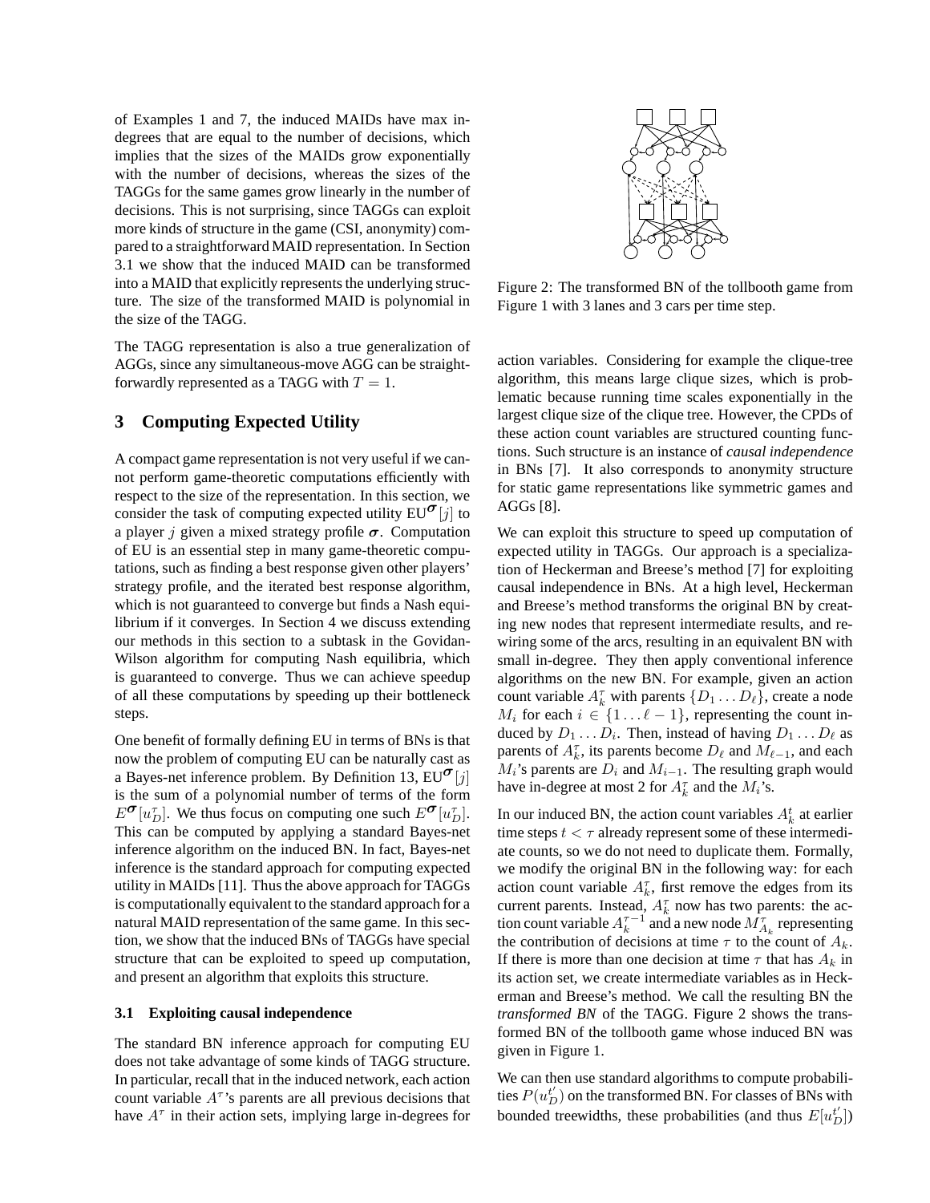of Examples 1 and 7, the induced MAIDs have max in-degrees that are equal to the number of decisions, which implies that the sizes of the MAIDs grow exponentially with the number of decisions, whereas the sizes of the TAGGs for the same games grow linearly in the number of decisions. This is not surprising, since TAGGs can exploit more kinds of structure in the game (CSI, anonymity) compared to a straightforward MAID representation. In Section 3.1 we show that the induced MAID can be transformed into a MAID that explicitly represents the underlying structure. The size of the transformed MAID is polynomial in the size of the TAGG.

The TAGG representation is also a true generalization of AGGs, since any simultaneous-move AGG can be straightforwardly represented as a TAGG with $T = 1$.

## 3 Computing Expected Utility

A compact game representation is not very useful if we cannot perform game-theoretic computations efficiently with respect to the size of the representation. In this section, we consider the task of computing expected utility $\text{EU}^{\boldsymbol{\sigma}}[j]$ to a player $j$ given a mixed strategy profile $\boldsymbol{\sigma}$. Computation of EU is an essential step in many game-theoretic computations, such as finding a best response given other players' strategy profile, and the iterated best response algorithm, which is not guaranteed to converge but finds a Nash equilibrium if it converges. In Section 4 we discuss extending our methods in this section to a subtask in the Govidan-Wilson algorithm for computing Nash equilibria, which is guaranteed to converge. Thus we can achieve speedup of all these computations by speeding up their bottleneck steps.

One benefit of formally defining EU in terms of BNs is that now the problem of computing EU can be naturally cast as a Bayes-net inference problem. By Definition 13, $\text{EU}^{\boldsymbol{\sigma}}[j]$ is the sum of a polynomial number of terms of the form $E^{\boldsymbol{\sigma}}[u_D^\tau]$. We thus focus on computing one such $E^{\boldsymbol{\sigma}}[u_D^\tau]$. This can be computed by applying a standard Bayes-net inference algorithm on the induced BN. In fact, Bayes-net inference is the standard approach for computing expected utility in MAIDs [11]. Thus the above approach for TAGGs is computationally equivalent to the standard approach for a natural MAID representation of the same game. In this section, we show that the induced BNs of TAGGs have special structure that can be exploited to speed up computation, and present an algorithm that exploits this structure.

### 3.1 Exploiting causal independence

The standard BN inference approach for computing EU does not take advantage of some kinds of TAGG structure. In particular, recall that in the induced network, each action count variable $A^\tau$'s parents are all previous decisions that have $A^\tau$ in their action sets, implying large in-degrees for action variables. Considering for example the clique-tree algorithm, this means large clique sizes, which is problematic because running time scales exponentially in the largest clique size of the clique tree. However, the CPDs of these action count variables are structured counting functions. Such structure is an instance of *causal independence* in BNs [7]. It also corresponds to anonymity structure for static game representations like symmetric games and AGGs [8].

Figure 2: The transformed BN of the tollbooth game from Figure 1 with 3 lanes and 3 cars per time step.

We can exploit this structure to speed up computation of expected utility in TAGGs. Our approach is a specialization of Heckerman and Breese's method [7] for exploiting causal independence in BNs. At a high level, Heckerman and Breese's method transforms the original BN by creating new nodes that represent intermediate results, and re-wiring some of the arcs, resulting in an equivalent BN with small in-degree. They then apply conventional inference algorithms on the new BN. For example, given an action count variable $A_k^\tau$ with parents $\{D_1 \dots D_\ell\}$, create a node $M_i$ for each $i \in \{1 \dots \ell - 1\}$, representing the count induced by $D_1 \dots D_i$. Then, instead of having $D_1 \dots D_\ell$ as parents of $A_k^\tau$, its parents become $D_\ell$ and $M_{\ell-1}$, and each $M_i$'s parents are $D_i$ and $M_{i-1}$. The resulting graph would have in-degree at most 2 for $A_k^\tau$ and the $M_i$'s.

In our induced BN, the action count variables $A_k^t$ at earlier time steps $t < \tau$ already represent some of these intermediate counts, so we do not need to duplicate them. Formally, we modify the original BN in the following way: for each action count variable $A_k^\tau$, first remove the edges from its current parents. Instead, $A_k^\tau$ now has two parents: the action count variable $A_k^{\tau-1}$ and a new node $M_{A_k}^\tau$ representing the contribution of decisions at time $\tau$ to the count of $A_k$. If there is more than one decision at time $\tau$ that has $A_k$ in its action set, we create intermediate variables as in Heckerman and Breese's method. We call the resulting BN the *transformed BN* of the TAGG. Figure 2 shows the transformed BN of the tollbooth game whose induced BN was given in Figure 1.

We can then use standard algorithms to compute probabilities $P(u_D^{t'})$ on the transformed BN. For classes of BNs with bounded treewidths, these probabilities (and thus $E[u_D^{t'}]$)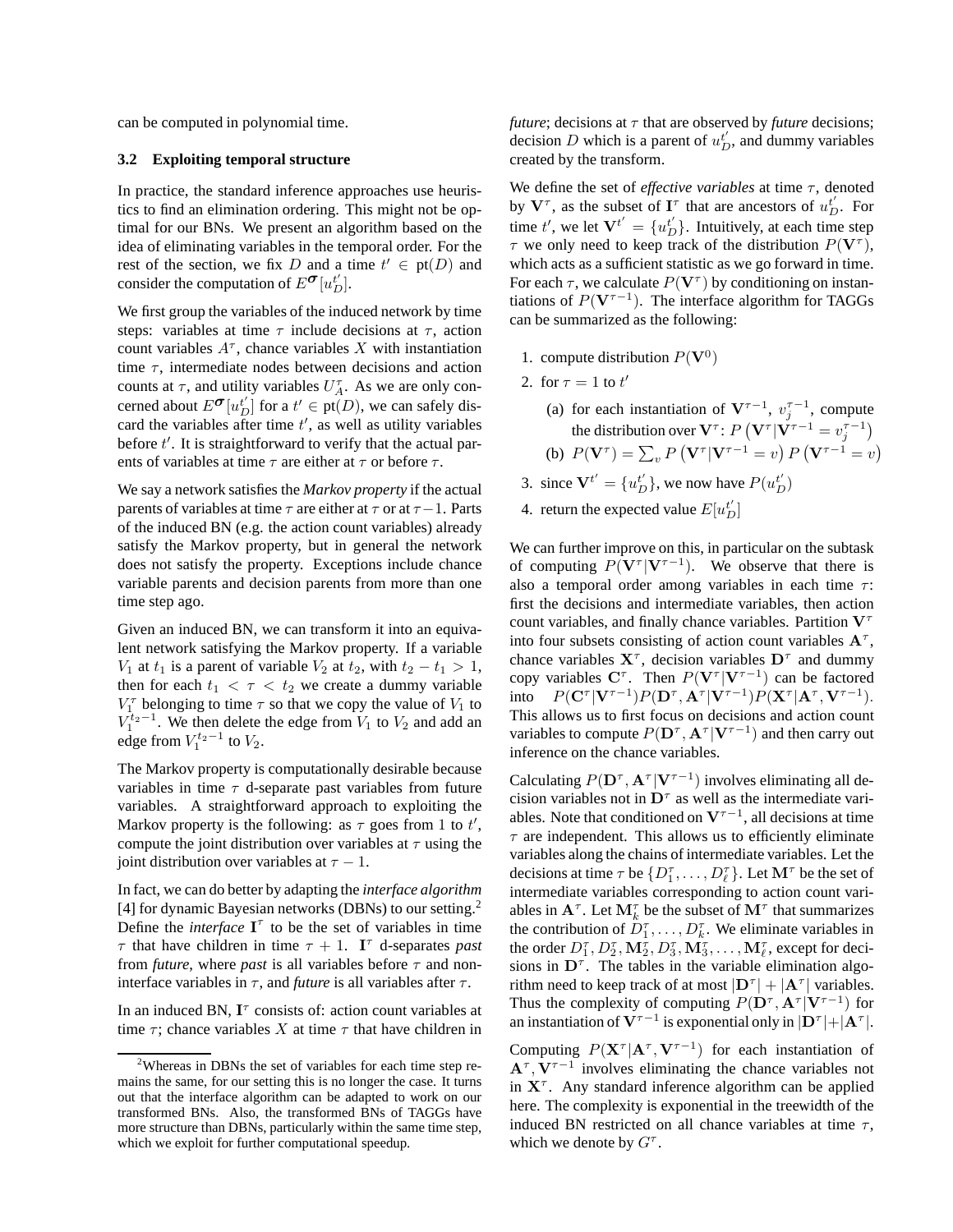can be computed in polynomial time.

### 3.2 Exploiting temporal structure

In practice, the standard inference approaches use heuristics to find an elimination ordering. This might not be optimal for our BNs. We present an algorithm based on the idea of eliminating variables in the temporal order. For the rest of the section, we fix $D$ and a time $t' \in \mathrm{pt}(D)$ and consider the computation of $E^{\boldsymbol{\sigma}}[u_D^{t'}]$.

We first group the variables of the induced network by time steps: variables at time $\tau$ include decisions at $\tau$, action count variables $A^\tau$, chance variables $X$ with instantiation time $\tau$, intermediate nodes between decisions and action counts at $\tau$, and utility variables $U_A^\tau$. As we are only concerned about $E^{\boldsymbol{\sigma}}[u_D^{t'}]$ for a $t' \in \mathrm{pt}(D)$, we can safely discard the variables after time $t'$, as well as utility variables before $t'$. It is straightforward to verify that the actual parents of variables at time $\tau$ are either at $\tau$ or before $\tau$.

We say a network satisfies the *Markov property* if the actual parents of variables at time $\tau$ are either at $\tau$ or at $\tau-1$. Parts of the induced BN (e.g. the action count variables) already satisfy the Markov property, but in general the network does not satisfy the property. Exceptions include chance variable parents and decision parents from more than one time step ago.

Given an induced BN, we can transform it into an equivalent network satisfying the Markov property. If a variable $V_1$ at $t_1$ is a parent of variable $V_2$ at $t_2$, with $t_2 - t_1 > 1$, then for each $t_1 < \tau < t_2$ we create a dummy variable $V_1^\tau$ belonging to time $\tau$ so that we copy the value of $V_1$ to $V_1^{t_2-1}$. We then delete the edge from $V_1$ to $V_2$ and add an edge from $V_1^{t_2-1}$ to $V_2$.

The Markov property is computationally desirable because variables in time $\tau$ d-separate past variables from future variables. A straightforward approach to exploiting the Markov property is the following: as $\tau$ goes from 1 to $t'$, compute the joint distribution over variables at $\tau$ using the joint distribution over variables at $\tau - 1$.

In fact, we can do better by adapting the *interface algorithm* [4] for dynamic Bayesian networks (DBNs) to our setting.[2] Define the *interface* $\mathbf{I}^\tau$ to be the set of variables in time $\tau$ that have children in time $\tau + 1$. $\mathbf{I}^\tau$ d-separates *past* from *future*, where *past* is all variables before $\tau$ and non-interface variables in $\tau$, and *future* is all variables after $\tau$.

In an induced BN, $\mathbf{I}^\tau$ consists of: action count variables at time $\tau$; chance variables $X$ at time $\tau$ that have children in *future*; decisions at $\tau$ that are observed by *future* decisions; decision $D$ which is a parent of $u_D^{t'}$, and dummy variables created by the transform.

We define the set of *effective variables* at time $\tau$, denoted by $\mathbf{V}^\tau$, as the subset of $\mathbf{I}^\tau$ that are ancestors of $u_D^{t'}$. For time $t'$, we let $\mathbf{V}^{t'} = \{u_D^{t'}\}$. Intuitively, at each time step $\tau$ we only need to keep track of the distribution $P(\mathbf{V}^\tau)$, which acts as a sufficient statistic as we go forward in time. For each $\tau$, we calculate $P(\mathbf{V}^\tau)$ by conditioning on instantiations of $P(\mathbf{V}^{\tau-1})$. The interface algorithm for TAGGs can be summarized as the following:

1. compute distribution $P(\mathbf{V}^0)$
2. for $\tau = 1$ to $t'$
   (a) for each instantiation of $\mathbf{V}^{\tau-1}$, $v_j^{\tau-1}$, compute the distribution over $\mathbf{V}^\tau$: $P\left(\mathbf{V}^\tau | \mathbf{V}^{\tau-1} = v_j^{\tau-1}\right)$
   (b) $P(\mathbf{V}^\tau) = \sum_v P\left(\mathbf{V}^\tau | \mathbf{V}^{\tau-1} = v\right) P\left(\mathbf{V}^{\tau-1} = v\right)$
3. since $\mathbf{V}^{t'} = \{u_D^{t'}\}$, we now have $P(u_D^{t'})$
4. return the expected value $E[u_D^{t'}]$

We can further improve on this, in particular on the subtask of computing $P(\mathbf{V}^\tau | \mathbf{V}^{\tau-1})$. We observe that there is also a temporal order among variables in each time $\tau$: first the decisions and intermediate variables, then action count variables, and finally chance variables. Partition $\mathbf{V}^\tau$ into four subsets consisting of action count variables $\mathbf{A}^\tau$, chance variables $\mathbf{X}^\tau$, decision variables $\mathbf{D}^\tau$ and dummy copy variables $\mathbf{C}^\tau$. Then $P(\mathbf{V}^\tau | \mathbf{V}^{\tau-1})$ can be factored into $P(\mathbf{C}^\tau | \mathbf{V}^{\tau-1}) P(\mathbf{D}^\tau, \mathbf{A}^\tau | \mathbf{V}^{\tau-1}) P(\mathbf{X}^\tau | \mathbf{A}^\tau, \mathbf{V}^{\tau-1})$. This allows us to first focus on decisions and action count variables to compute $P(\mathbf{D}^\tau, \mathbf{A}^\tau | \mathbf{V}^{\tau-1})$ and then carry out inference on the chance variables.

Calculating $P(\mathbf{D}^\tau, \mathbf{A}^\tau | \mathbf{V}^{\tau-1})$ involves eliminating all decision variables not in $\mathbf{D}^\tau$ as well as the intermediate variables. Note that conditioned on $\mathbf{V}^{\tau-1}$, all decisions at time $\tau$ are independent. This allows us to efficiently eliminate variables along the chains of intermediate variables. Let the decisions at time $\tau$ be $\{D_1^\tau, \dots, D_\ell^\tau\}$. Let $\mathbf{M}^\tau$ be the set of intermediate variables corresponding to action count variables in $\mathbf{A}^\tau$. Let $\mathbf{M}_k^\tau$ be the subset of $\mathbf{M}^\tau$ that summarizes the contribution of $D_1^\tau, \dots, D_k^\tau$. We eliminate variables in the order $D_1^\tau, D_2^\tau, \mathbf{M}_2^\tau, D_3^\tau, \mathbf{M}_3^\tau, \dots, \mathbf{M}_\ell^\tau$, except for decisions in $\mathbf{D}^\tau$. The tables in the variable elimination algorithm need to keep track of at most $|\mathbf{D}^\tau| + |\mathbf{A}^\tau|$ variables. Thus the complexity of computing $P(\mathbf{D}^\tau, \mathbf{A}^\tau | \mathbf{V}^{\tau-1})$ for an instantiation of $\mathbf{V}^{\tau-1}$ is exponential only in $|\mathbf{D}^\tau| + |\mathbf{A}^\tau|$.

Computing $P(\mathbf{X}^\tau | \mathbf{A}^\tau, \mathbf{V}^{\tau-1})$ for each instantiation of $\mathbf{A}^\tau, \mathbf{V}^{\tau-1}$ involves eliminating the chance variables not in $\mathbf{X}^\tau$. Any standard inference algorithm can be applied here. The complexity is exponential in the treewidth of the induced BN restricted on all chance variables at time $\tau$, which we denote by $G^\tau$.

[2] Whereas in DBNs the set of variables for each time step remains the same, for our setting this is no longer the case. It turns out that the interface algorithm can be adapted to work on our transformed BNs. Also, the transformed BNs of TAGGs have more structure than DBNs, particularly within the same time step, which we exploit for further computational speedup.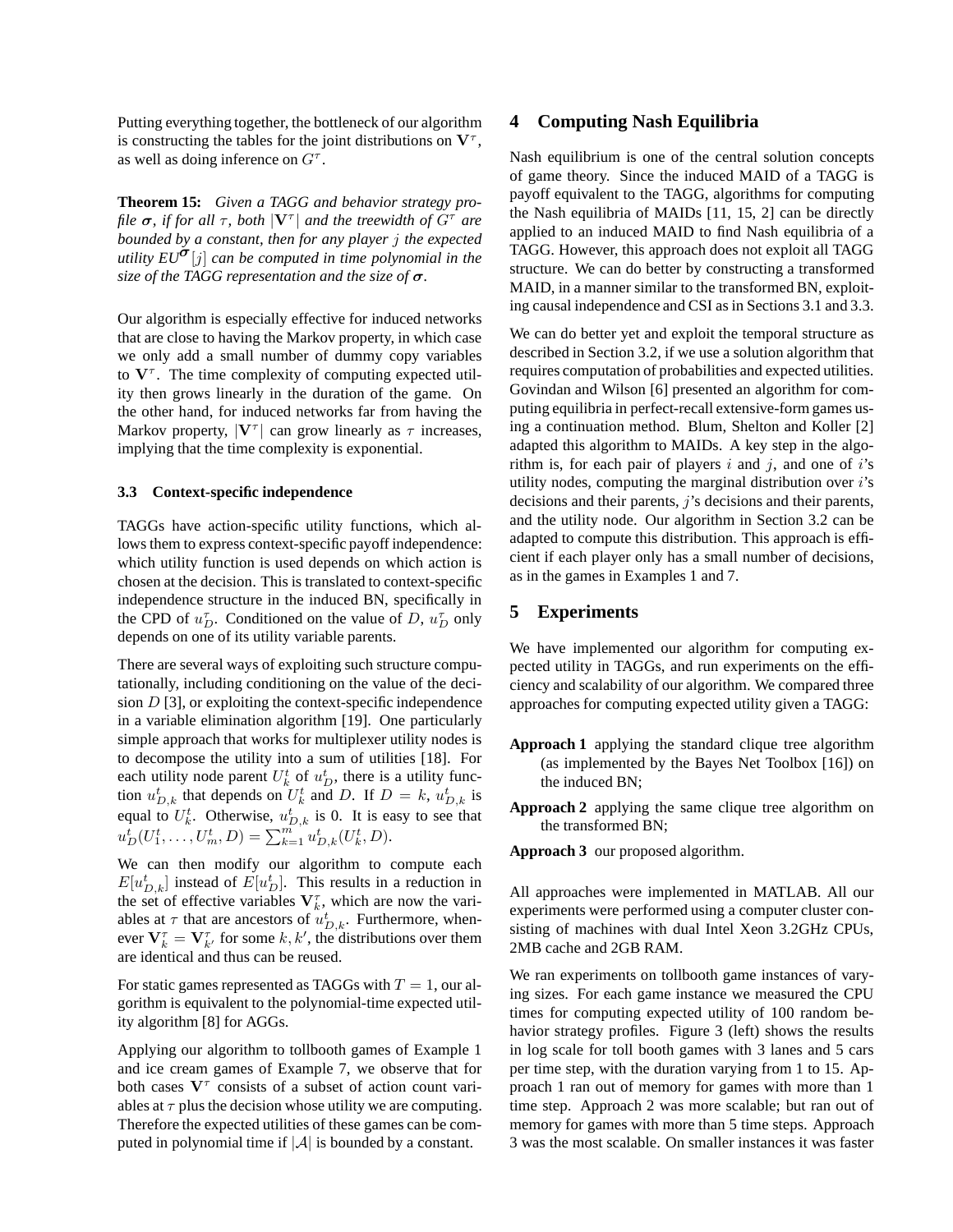Putting everything together, the bottleneck of our algorithm is constructing the tables for the joint distributions on $\mathbf{V}^\tau$, as well as doing inference on $G^\tau$.

**Theorem 15:** *Given a TAGG and behavior strategy profile $\boldsymbol{\sigma}$, if for all $\tau$, both $|\mathbf{V}^\tau|$ and the treewidth of $G^\tau$ are bounded by a constant, then for any player $j$ the expected utility $EU^{\boldsymbol{\sigma}}[j]$ can be computed in time polynomial in the size of the TAGG representation and the size of $\boldsymbol{\sigma}$.*

Our algorithm is especially effective for induced networks that are close to having the Markov property, in which case we only add a small number of dummy copy variables to $\mathbf{V}^\tau$. The time complexity of computing expected utility then grows linearly in the duration of the game. On the other hand, for induced networks far from having the Markov property, $|\mathbf{V}^\tau|$ can grow linearly as $\tau$ increases, implying that the time complexity is exponential.

### 3.3 Context-specific independence

TAGGs have action-specific utility functions, which allows them to express context-specific payoff independence: which utility function is used depends on which action is chosen at the decision. This is translated to context-specific independence structure in the induced BN, specifically in the CPD of $u_D^\tau$. Conditioned on the value of $D$, $u_D^\tau$ only depends on one of its utility variable parents.

There are several ways of exploiting such structure computationally, including conditioning on the value of the decision $D$ [3], or exploiting the context-specific independence in a variable elimination algorithm [19]. One particularly simple approach that works for multiplexer utility nodes is to decompose the utility into a sum of utilities [18]. For each utility node parent $U_k^t$ of $u_D^t$, there is a utility function $u_{D,k}^t$ that depends on $U_k^t$ and $D$. If $D = k$, $u_{D,k}^t$ is equal to $U_k^t$. Otherwise, $u_{D,k}^t$ is 0. It is easy to see that $u_D^t(U_1^t, \ldots, U_m^t, D) = \sum_{k=1}^m u_{D,k}^t(U_k^t, D)$.

We can then modify our algorithm to compute each $E[u_{D,k}^t]$ instead of $E[u_D^t]$. This results in a reduction in the set of effective variables $\mathbf{V}_k^\tau$, which are now the variables at $\tau$ that are ancestors of $u_{D,k}^t$. Furthermore, whenever $\mathbf{V}_k^\tau = \mathbf{V}_{k'}^\tau$ for some $k, k'$, the distributions over them are identical and thus can be reused.

For static games represented as TAGGs with $T = 1$, our algorithm is equivalent to the polynomial-time expected utility algorithm [8] for AGGs.

Applying our algorithm to tollbooth games of Example 1 and ice cream games of Example 7, we observe that for both cases $\mathbf{V}^\tau$ consists of a subset of action count variables at $\tau$ plus the decision whose utility we are computing. Therefore the expected utilities of these games can be computed in polynomial time if $|\mathcal{A}|$ is bounded by a constant.

## 4 Computing Nash Equilibria

Nash equilibrium is one of the central solution concepts of game theory. Since the induced MAID of a TAGG is payoff equivalent to the TAGG, algorithms for computing the Nash equilibria of MAIDs [11, 15, 2] can be directly applied to an induced MAID to find Nash equilibria of a TAGG. However, this approach does not exploit all TAGG structure. We can do better by constructing a transformed MAID, in a manner similar to the transformed BN, exploiting causal independence and CSI as in Sections 3.1 and 3.3.

We can do better yet and exploit the temporal structure as described in Section 3.2, if we use a solution algorithm that requires computation of probabilities and expected utilities. Govindan and Wilson [6] presented an algorithm for computing equilibria in perfect-recall extensive-form games using a continuation method. Blum, Shelton and Koller [2] adapted this algorithm to MAIDs. A key step in the algorithm is, for each pair of players $i$ and $j$, and one of $i$'s utility nodes, computing the marginal distribution over $i$'s decisions and their parents, $j$'s decisions and their parents, and the utility node. Our algorithm in Section 3.2 can be adapted to compute this distribution. This approach is efficient if each player only has a small number of decisions, as in the games in Examples 1 and 7.

## 5 Experiments

We have implemented our algorithm for computing expected utility in TAGGs, and run experiments on the efficiency and scalability of our algorithm. We compared three approaches for computing expected utility given a TAGG:

**Approach 1** applying the standard clique tree algorithm (as implemented by the Bayes Net Toolbox [16]) on the induced BN;

**Approach 2** applying the same clique tree algorithm on the transformed BN;

**Approach 3** our proposed algorithm.

All approaches were implemented in MATLAB. All our experiments were performed using a computer cluster consisting of machines with dual Intel Xeon 3.2GHz CPUs, 2MB cache and 2GB RAM.

We ran experiments on tollbooth game instances of varying sizes. For each game instance we measured the CPU times for computing expected utility of 100 random behavior strategy profiles. Figure 3 (left) shows the results in log scale for toll booth games with 3 lanes and 5 cars per time step, with the duration varying from 1 to 15. Approach 1 ran out of memory for games with more than 1 time step. Approach 2 was more scalable; but ran out of memory for games with more than 5 time steps. Approach 3 was the most scalable. On smaller instances it was faster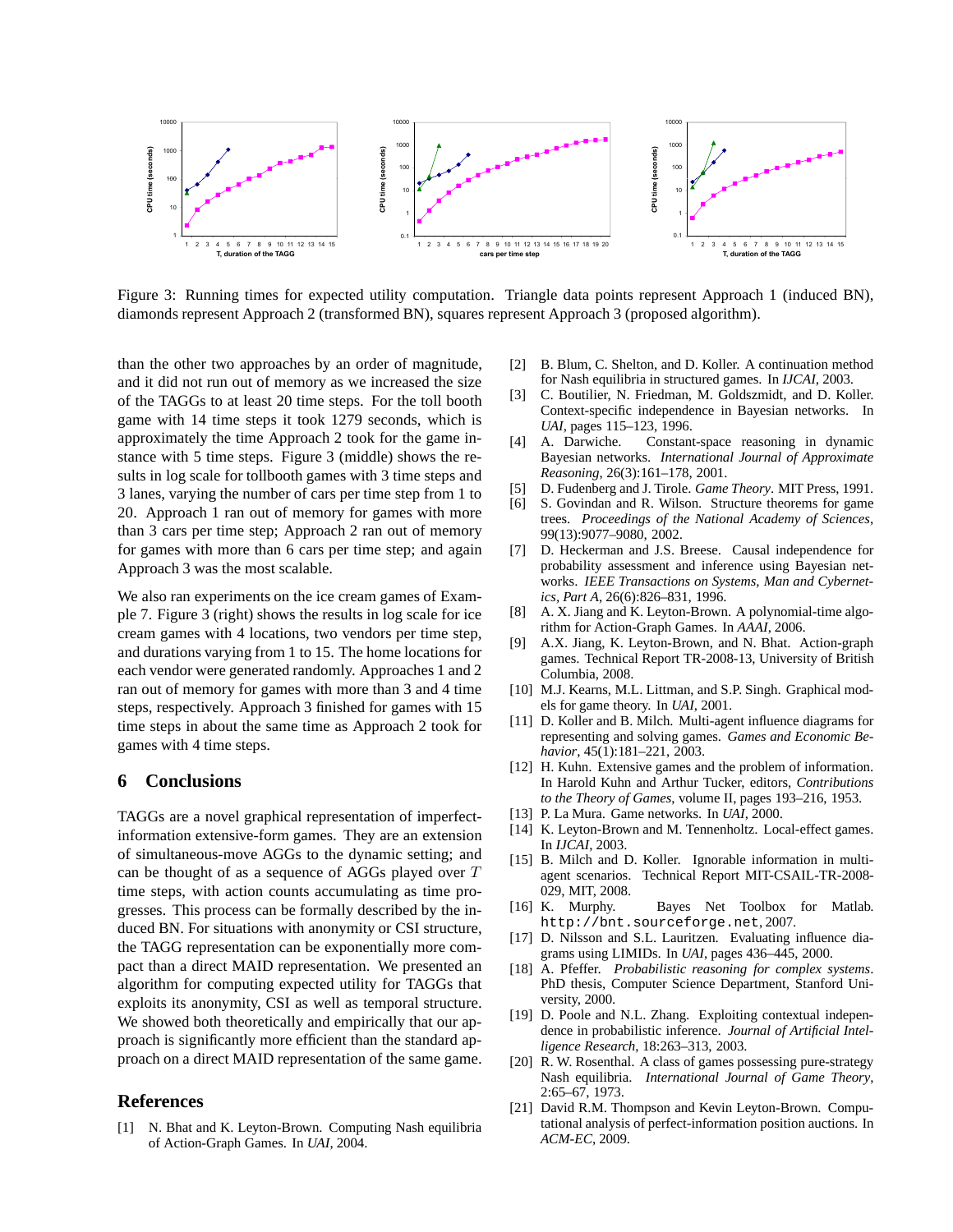CPU time (seconds)

10000
1000
100
10
1

1 2 3 4 5 6 7 8 9 10 11 12 13 14 15

T, duration of the TAGG

CPU time (seconds)

10000
1000
100
10
1
0.1

1 2 3 4 5 6 7 8 9 10 11 12 13 14 15 16 17 18 19 20

cars per time step

CPU time (seconds)

10000
1000
100
10
1
0.1

1 2 3 4 5 6 7 8 9 10 11 12 13 14 15

T, duration of the TAGG

Figure 3: Running times for expected utility computation. Triangle data points represent Approach 1 (induced BN), diamonds represent Approach 2 (transformed BN), squares represent Approach 3 (proposed algorithm).

than the other two approaches by an order of magnitude, and it did not run out of memory as we increased the size of the TAGGs to at least 20 time steps. For the toll booth game with 14 time steps it took 1279 seconds, which is approximately the time Approach 2 took for the game instance with 5 time steps. Figure 3 (middle) shows the results in log scale for tollbooth games with 3 time steps and 3 lanes, varying the number of cars per time step from 1 to 20. Approach 1 ran out of memory for games with more than 3 cars per time step; Approach 2 ran out of memory for games with more than 6 cars per time step; and again Approach 3 was the most scalable.

We also ran experiments on the ice cream games of Example 7. Figure 3 (right) shows the results in log scale for ice cream games with 4 locations, two vendors per time step, and durations varying from 1 to 15. The home locations for each vendor were generated randomly. Approaches 1 and 2 ran out of memory for games with more than 3 and 4 time steps, respectively. Approach 3 finished for games with 15 time steps in about the same time as Approach 2 took for games with 4 time steps.

## 6 Conclusions

TAGGs are a novel graphical representation of imperfect-information extensive-form games. They are an extension of simultaneous-move AGGs to the dynamic setting; and can be thought of as a sequence of AGGs played over $T$ time steps, with action counts accumulating as time progresses. This process can be formally described by the induced BN. For situations with anonymity or CSI structure, the TAGG representation can be exponentially more compact than a direct MAID representation. We presented an algorithm for computing expected utility for TAGGs that exploits its anonymity, CSI as well as temporal structure. We showed both theoretically and empirically that our approach is significantly more efficient than the standard approach on a direct MAID representation of the same game.

## References

[1] N. Bhat and K. Leyton-Brown. Computing Nash equilibria of Action-Graph Games. In *UAI*, 2004.

[2] B. Blum, C. Shelton, and D. Koller. A continuation method for Nash equilibria in structured games. In *IJCAI*, 2003.

[3] C. Boutilier, N. Friedman, M. Goldszmidt, and D. Koller. Context-specific independence in Bayesian networks. In *UAI*, pages 115–123, 1996.

[4] A. Darwiche. Constant-space reasoning in dynamic Bayesian networks. *International Journal of Approximate Reasoning*, 26(3):161–178, 2001.

[5] D. Fudenberg and J. Tirole. *Game Theory*. MIT Press, 1991.

[6] S. Govindan and R. Wilson. Structure theorems for game trees. *Proceedings of the National Academy of Sciences*, 99(13):9077–9080, 2002.

[7] D. Heckerman and J.S. Breese. Causal independence for probability assessment and inference using Bayesian networks. *IEEE Transactions on Systems, Man and Cybernetics, Part A*, 26(6):826–831, 1996.

[8] A. X. Jiang and K. Leyton-Brown. A polynomial-time algorithm for Action-Graph Games. In *AAAI*, 2006.

[9] A.X. Jiang, K. Leyton-Brown, and N. Bhat. Action-graph games. Technical Report TR-2008-13, University of British Columbia, 2008.

[10] M.J. Kearns, M.L. Littman, and S.P. Singh. Graphical models for game theory. In *UAI*, 2001.

[11] D. Koller and B. Milch. Multi-agent influence diagrams for representing and solving games. *Games and Economic Behavior*, 45(1):181–221, 2003.

[12] H. Kuhn. Extensive games and the problem of information. In Harold Kuhn and Arthur Tucker, editors, *Contributions to the Theory of Games*, volume II, pages 193–216, 1953.

[13] P. La Mura. Game networks. In *UAI*, 2000.

[14] K. Leyton-Brown and M. Tennenholtz. Local-effect games. In *IJCAI*, 2003.

[15] B. Milch and D. Koller. Ignorable information in multi-agent scenarios. Technical Report MIT-CSAIL-TR-2008-029, MIT, 2008.

[16] K. Murphy. Bayes Net Toolbox for Matlab. `http://bnt.sourceforge.net`, 2007.

[17] D. Nilsson and S.L. Lauritzen. Evaluating influence diagrams using LIMIDs. In *UAI*, pages 436–445, 2000.

[18] A. Pfeffer. *Probabilistic reasoning for complex systems*. PhD thesis, Computer Science Department, Stanford University, 2000.

[19] D. Poole and N.L. Zhang. Exploiting contextual independence in probabilistic inference. *Journal of Artificial Intelligence Research*, 18:263–313, 2003.

[20] R. W. Rosenthal. A class of games possessing pure-strategy Nash equilibria. *International Journal of Game Theory*, 2:65–67, 1973.

[21] David R.M. Thompson and Kevin Leyton-Brown. Computational analysis of perfect-information position auctions. In *ACM-EC*, 2009.